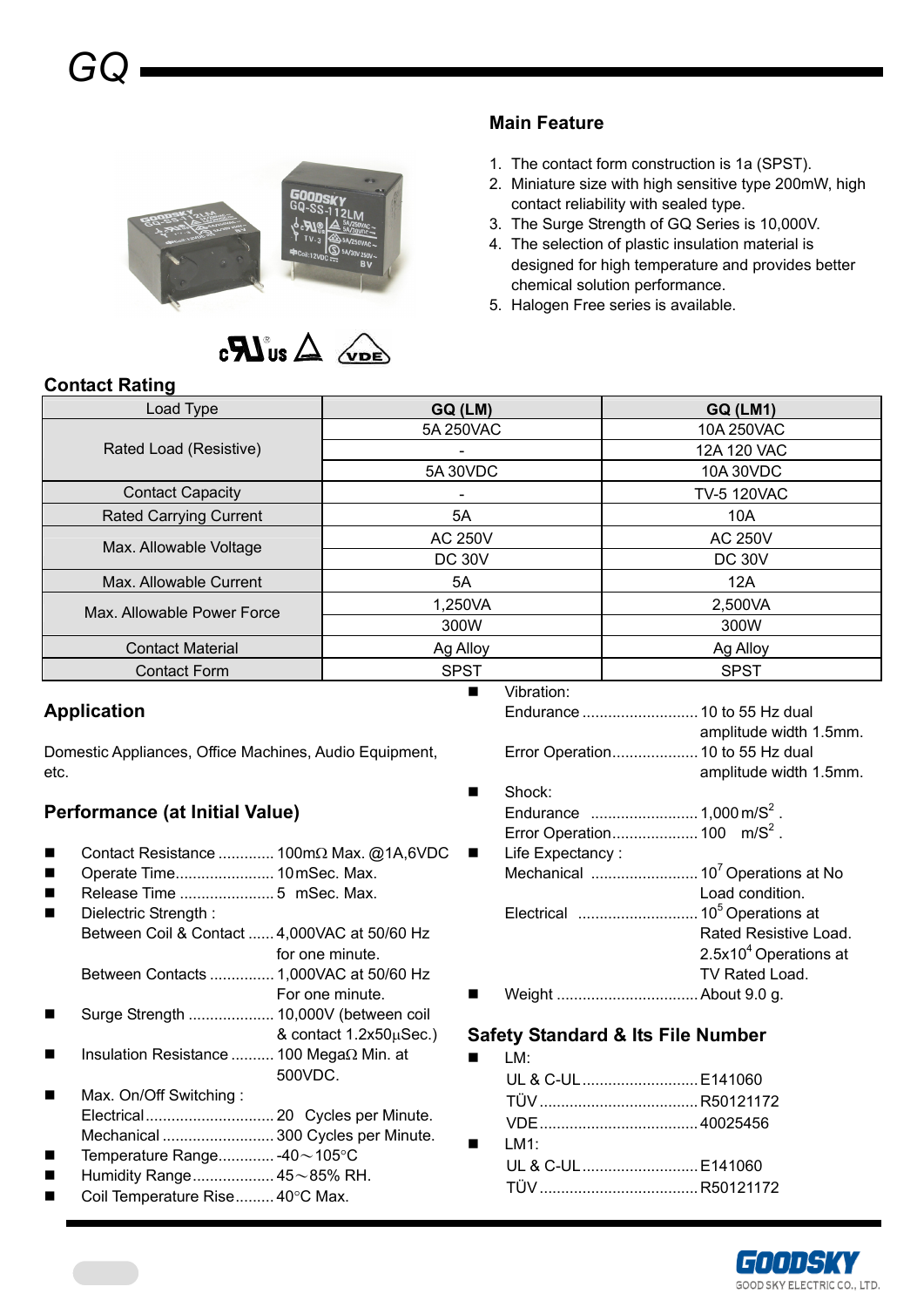# GQ

## Main Feature

1. The contact form construction is 1a (SPST).
2. Miniature size with high sensitive type 200mW, high contact reliability with sealed type.
3. The Surge Strength of GQ Series is 10,000V.
4. The selection of plastic insulation material is designed for high temperature and provides better chemical solution performance.
5. Halogen Free series is available.

## Contact Rating

| Load Type | GQ (LM) | GQ (LM1) |
|---|---|---|
| Rated Load (Resistive) | 5A 250VAC | 10A 250VAC |
| | - | 12A 120 VAC |
| | 5A 30VDC | 10A 30VDC |
| Contact Capacity | - | TV-5 120VAC |
| Rated Carrying Current | 5A | 10A |
| Max. Allowable Voltage | AC 250V | AC 250V |
| | DC 30V | DC 30V |
| Max. Allowable Current | 5A | 12A |
| Max. Allowable Power Force | 1,250VA | 2,500VA |
| | 300W | 300W |
| Contact Material | Ag Alloy | Ag Alloy |
| Contact Form | SPST | SPST |

## Application

Domestic Appliances, Office Machines, Audio Equipment, etc.

## Performance (at Initial Value)

- Contact Resistance ............ 100mΩ Max. @1A,6VDC
- Operate Time...................... 10mSec. Max.
- Release Time ..................... 5 mSec. Max.
- Dielectric Strength :
  - Between Coil & Contact ...... 4,000VAC at 50/60 Hz for one minute.
  - Between Contacts .............. 1,000VAC at 50/60 Hz For one minute.
- Surge Strength ................... 10,000V (between coil & contact 1.2x50μSec.)
- Insulation Resistance .......... 100 MegaΩ Min. at 500VDC.
- Max. On/Off Switching :
  - Electrical.............................. 20 Cycles per Minute.
  - Mechanical .......................... 300 Cycles per Minute.
- Temperature Range............. -40～105°C
- Humidity Range................... 45～85% RH.
- Coil Temperature Rise......... 40°C Max.
- Vibration:
  - Endurance .......................... 10 to 55 Hz dual amplitude width 1.5mm.
  - Error Operation.................... 10 to 55 Hz dual amplitude width 1.5mm.
- Shock:
  - Endurance ......................... 1,000 $m/S^2$ .
  - Error Operation.................... 100 $m/S^2$ .
- Life Expectancy :
  - Mechanical ......................... $10^7$ Operations at No Load condition.
  - Electrical ............................ $10^5$ Operations at Rated Resistive Load. $2.5 \times 10^4$ Operations at TV Rated Load.
- Weight ................................ About 9.0 g.

## Safety Standard & Its File Number

- LM:
  - UL & C-UL.......................... E141060
  - TÜV .................................... R50121172
  - VDE..................................... 40025456
- LM1:
  - UL & C-UL.......................... E141060
  - TÜV .................................... R50121172

GOODSKY
GOOD SKY ELECTRIC CO., LTD.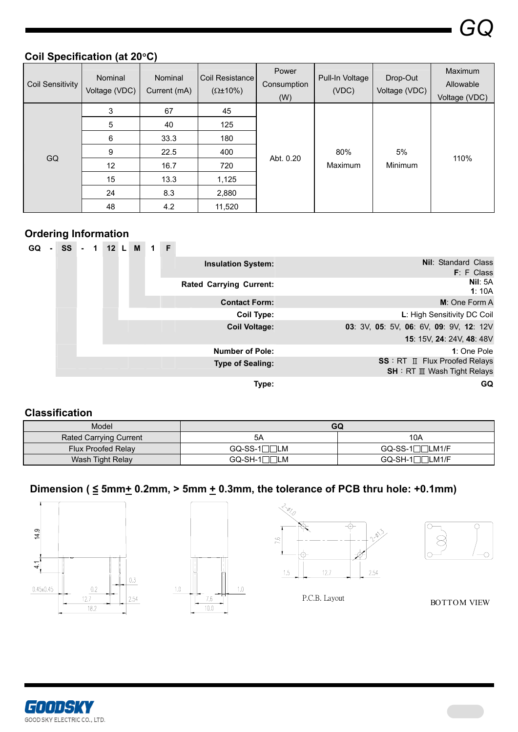## Coil Specification (at 20°C)

| Coil Sensitivity | Nominal Voltage (VDC) | Nominal Current (mA) | Coil Resistance (Ω±10%) | Power Consumption (W) | Pull-In Voltage (VDC) | Drop-Out Voltage (VDC) | Maximum Allowable Voltage (VDC) |
|---|---|---|---|---|---|---|---|
| GQ | 3 | 67 | 45 | Abt. 0.20 | 80% Maximum | 5% Minimum | 110% |
| | 5 | 40 | 125 | | | | |
| | 6 | 33.3 | 180 | | | | |
| | 9 | 22.5 | 400 | | | | |
| | 12 | 16.7 | 720 | | | | |
| | 15 | 13.3 | 1,125 | | | | |
| | 24 | 8.3 | 2,880 | | | | |
| | 48 | 4.2 | 11,520 | | | | |

## Ordering Information

**GQ - SS - 1 12 L M 1 F**

| | |
|---|---|
| **Insulation System:** | **Nil**: Standard Class<br>**F**: F Class |
| **Rated Carrying Current:** | **Nil**: 5A<br>**1**: 10A |
| **Contact Form:** | **M**: One Form A |
| **Coil Type:** | **L**: High Sensitivity DC Coil |
| **Coil Voltage:** | **03**: 3V, **05**: 5V, **06**: 6V, **09**: 9V, **12**: 12V<br>**15**: 15V, **24**: 24V, **48**: 48V |
| **Number of Pole:** | **1**: One Pole |
| **Type of Sealing:** | **SS**：RT Ⅱ Flux Proofed Relays<br>**SH**：RT Ⅲ Wash Tight Relays |
| **Type:** | **GQ** |

## Classification

| Model | GQ | |
|---|---|---|
| Rated Carrying Current | 5A | 10A |
| Flux Proofed Relay | GQ-SS-1□□LM | GQ-SS-1□□LM1/F |
| Wash Tight Relay | GQ-SH-1□□LM | GQ-SH-1□□LM1/F |

## Dimension ( ≤ 5mm± 0.2mm, > 5mm ± 0.3mm, the tolerance of PCB thru hole: +0.1mm)

14.9
4.1
0.45x0.45
0.2
0.3
12.7
2.54
18.2

1.0
1.0
7.6
10.0

2-Ø1.0
2-Ø1.3
7.6
1.5
12.7
2.54

P.C.B. Layout

BOTTOM VIEW

GOODSKY
GOOD SKY ELECTRIC CO., LTD.